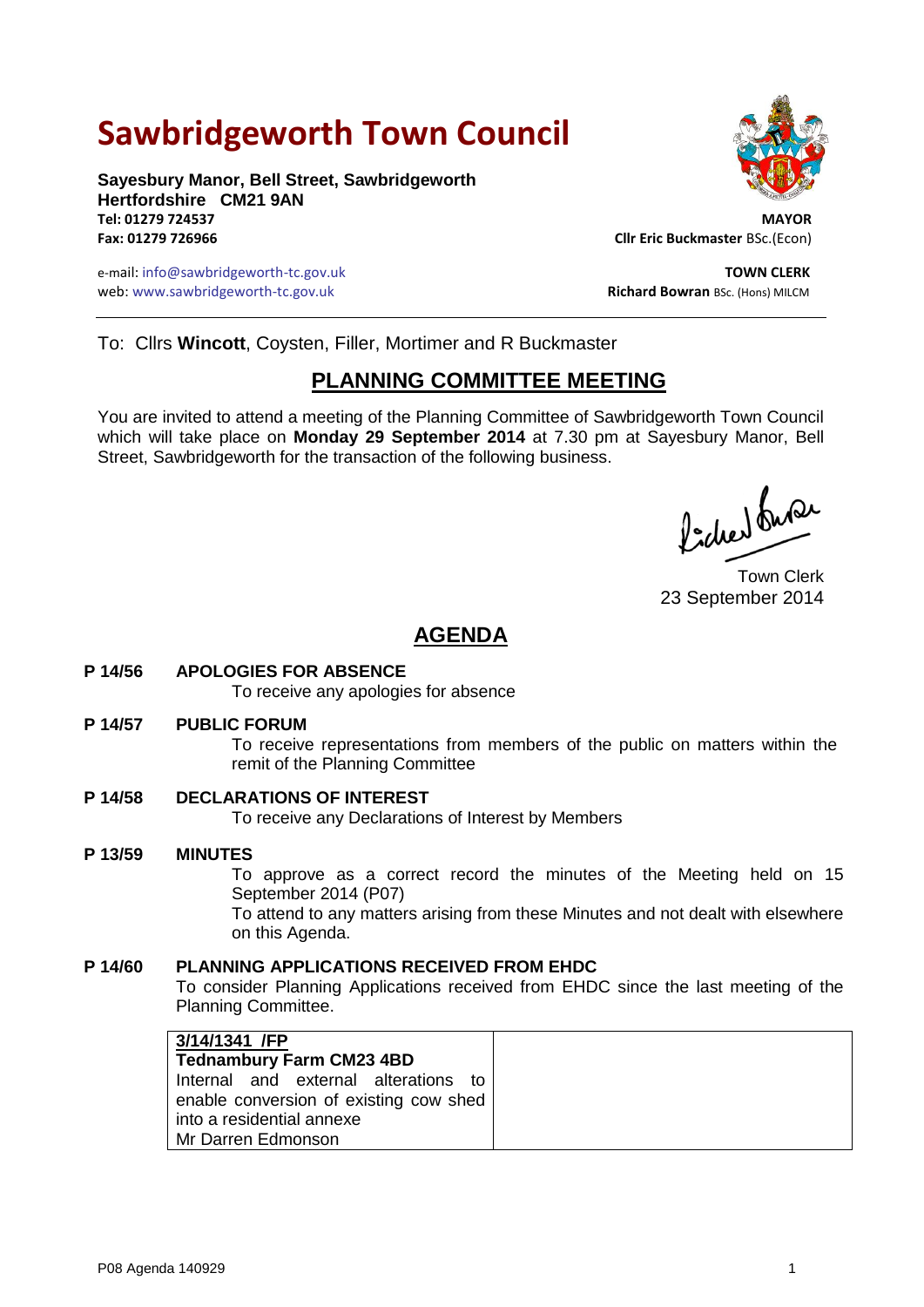# Sawbridgeworth Town Council

**Sayesbury Manor, Bell Street, Sawbridgeworth**
**Hertfordshire CM21 9AN**
**Tel: 01279 724537**
**Fax: 01279 726966**

e-mail: info@sawbridgeworth-tc.gov.uk
web: www.sawbridgeworth-tc.gov.uk

**MAYOR**
**Cllr Eric Buckmaster** BSc.(Econ)

**TOWN CLERK**
**Richard Bowran** BSc. (Hons) MILCM

---

To: Cllrs **Wincott**, Coysten, Filler, Mortimer and R Buckmaster

## PLANNING COMMITTEE MEETING

You are invited to attend a meeting of the Planning Committee of Sawbridgeworth Town Council which will take place on **Monday 29 September 2014** at 7.30 pm at Sayesbury Manor, Bell Street, Sawbridgeworth for the transaction of the following business.

Town Clerk
23 September 2014

## AGENDA

**P 14/56 APOLOGIES FOR ABSENCE**
To receive any apologies for absence

**P 14/57 PUBLIC FORUM**
To receive representations from members of the public on matters within the remit of the Planning Committee

**P 14/58 DECLARATIONS OF INTEREST**
To receive any Declarations of Interest by Members

**P 13/59 MINUTES**
To approve as a correct record the minutes of the Meeting held on 15 September 2014 (P07)
To attend to any matters arising from these Minutes and not dealt with elsewhere on this Agenda.

**P 14/60 PLANNING APPLICATIONS RECEIVED FROM EHDC**
To consider Planning Applications received from EHDC since the last meeting of the Planning Committee.

| | |
|---|---|
| **3/14/1341 /FP**<br>**Tednambury Farm CM23 4BD**<br>Internal and external alterations to enable conversion of existing cow shed into a residential annexe<br>Mr Darren Edmonson | |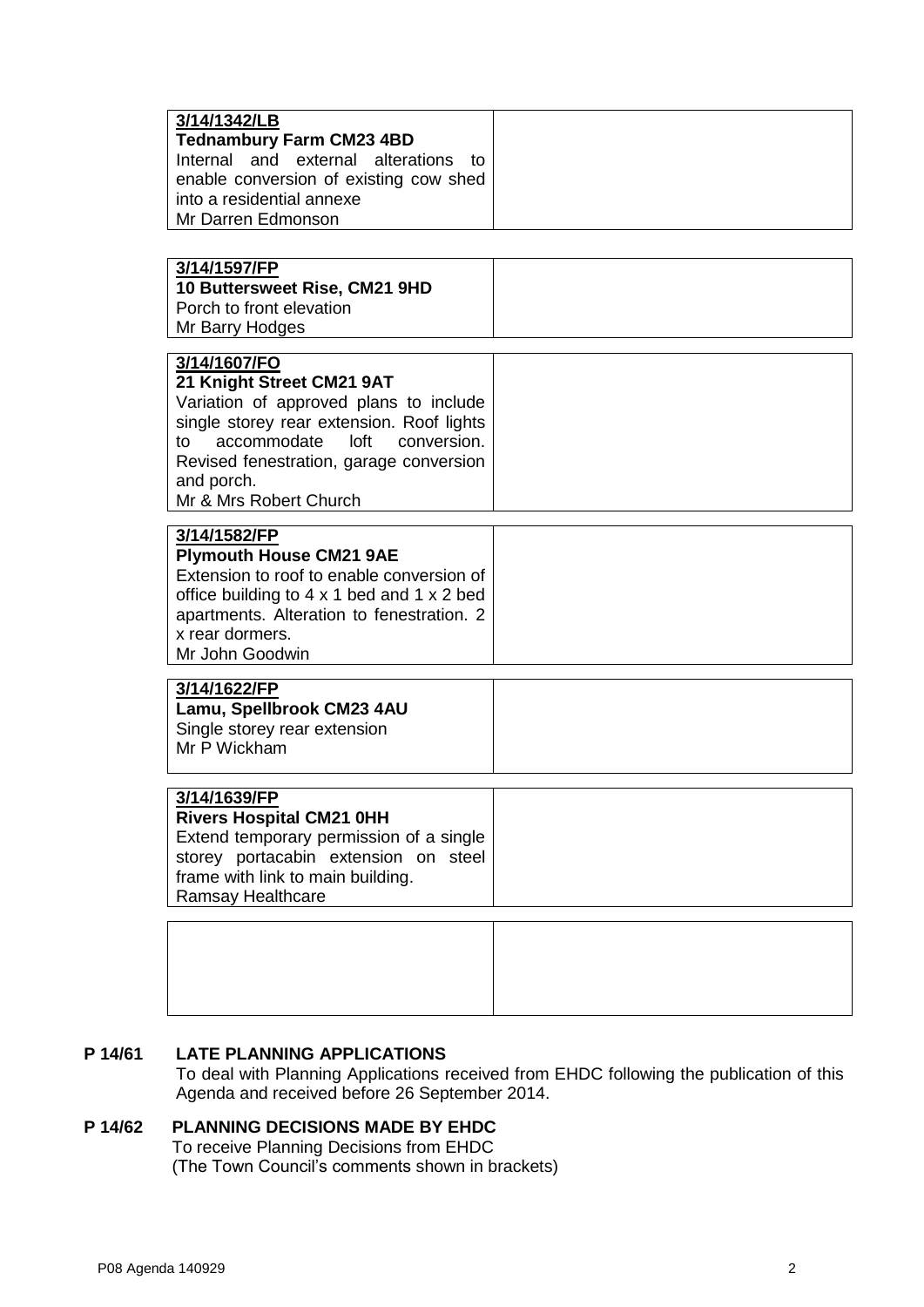| 3/14/1342/LB<br>**Tednambury Farm CM23 4BD**<br>Internal and external alterations to enable conversion of existing cow shed into a residential annexe<br>Mr Darren Edmonson | |
|---|---|

| 3/14/1597/FP<br>**10 Buttersweet Rise, CM21 9HD**<br>Porch to front elevation<br>Mr Barry Hodges | |
|---|---|

| 3/14/1607/FO<br>**21 Knight Street CM21 9AT**<br>Variation of approved plans to include single storey rear extension. Roof lights to accommodate loft conversion. Revised fenestration, garage conversion and porch.<br>Mr & Mrs Robert Church | |
|---|---|

| 3/14/1582/FP<br>**Plymouth House CM21 9AE**<br>Extension to roof to enable conversion of office building to 4 x 1 bed and 1 x 2 bed apartments. Alteration to fenestration. 2 x rear dormers.<br>Mr John Goodwin | |
|---|---|

| 3/14/1622/FP<br>**Lamu, Spellbrook CM23 4AU**<br>Single storey rear extension<br>Mr P Wickham | |
|---|---|

| 3/14/1639/FP<br>**Rivers Hospital CM21 0HH**<br>Extend temporary permission of a single storey portacabin extension on steel frame with link to main building.<br>Ramsay Healthcare | |
|---|---|

| | |
|---|---|
| | |

**P 14/61 LATE PLANNING APPLICATIONS**

To deal with Planning Applications received from EHDC following the publication of this Agenda and received before 26 September 2014.

**P 14/62 PLANNING DECISIONS MADE BY EHDC**

To receive Planning Decisions from EHDC
(The Town Council's comments shown in brackets)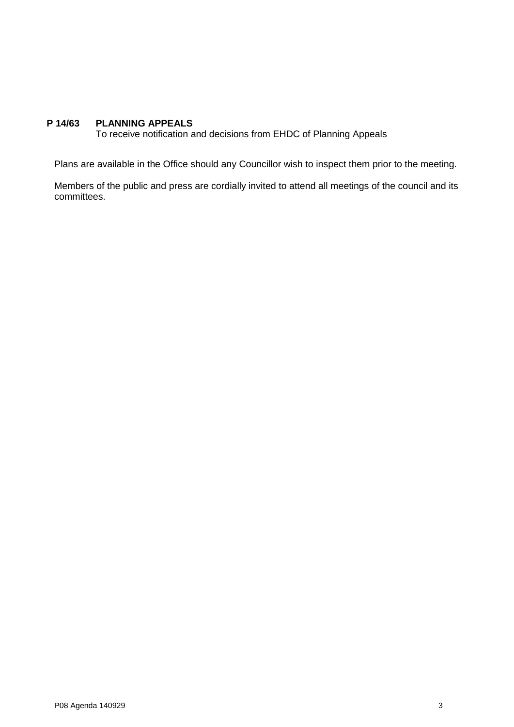**P 14/63 PLANNING APPEALS**
To receive notification and decisions from EHDC of Planning Appeals

Plans are available in the Office should any Councillor wish to inspect them prior to the meeting.

Members of the public and press are cordially invited to attend all meetings of the council and its committees.